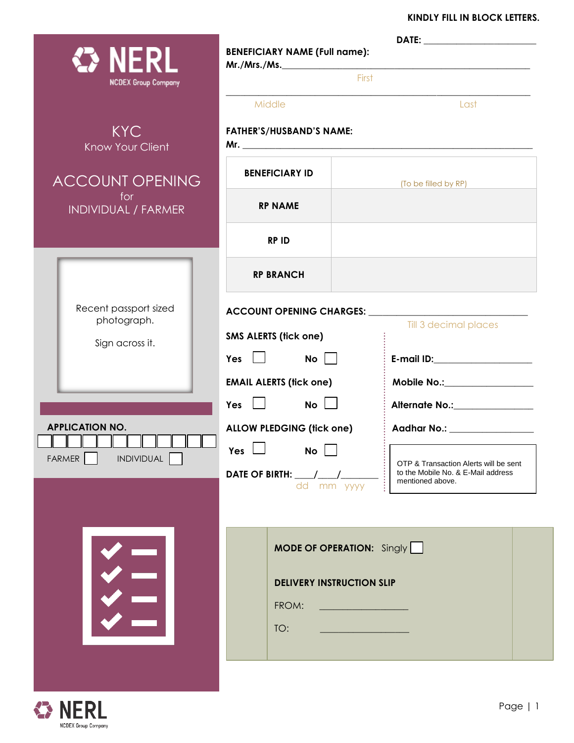**KINDLY FILL IN BLOCK LETTERS.**

NERL
NCDEX Group Company

# KYC
Know Your Client

## ACCOUNT OPENING
for
INDIVIDUAL / FARMER

Recent passport sized photograph.

Sign across it.

**APPLICATION NO.**

| | | | | | | | | | | | |
|---|---|---|---|---|---|---|---|---|---|---|---|
| | | | | | | | | | | | |

FARMER ☐ INDIVIDUAL ☐

**DATE:** ______________________

**BENEFICIARY NAME (Full name):**
**Mr./Mrs./Ms.** ______________________________________________
First

______________________________________________
Middle Last

**FATHER'S/HUSBAND'S NAME:**
**Mr.** ______________________________________________

| | |
|---|---|
| **BENEFICIARY ID** | (To be filled by RP) |
| **RP NAME** | |
| **RP ID** | |
| **RP BRANCH** | |

**ACCOUNT OPENING CHARGES:** ______________________
Till 3 decimal places

**SMS ALERTS (tick one)**

**Yes** ☐ **No** ☐

**EMAIL ALERTS (tick one)**

**Yes** ☐ **No** ☐

**ALLOW PLEDGING (tick one)**

**Yes** ☐ **No** ☐

**DATE OF BIRTH:** ____/____/________
dd mm yyyy

**E-mail ID:** ____________________

**Mobile No.:** ____________________

**Alternate No.:** ____________________

**Aadhar No.:** ____________________

OTP & Transaction Alerts will be sent to the Mobile No. & E-Mail address mentioned above.

**MODE OF OPERATION:** Singly ☐

**DELIVERY INSTRUCTION SLIP**

FROM: ____________________

TO: ____________________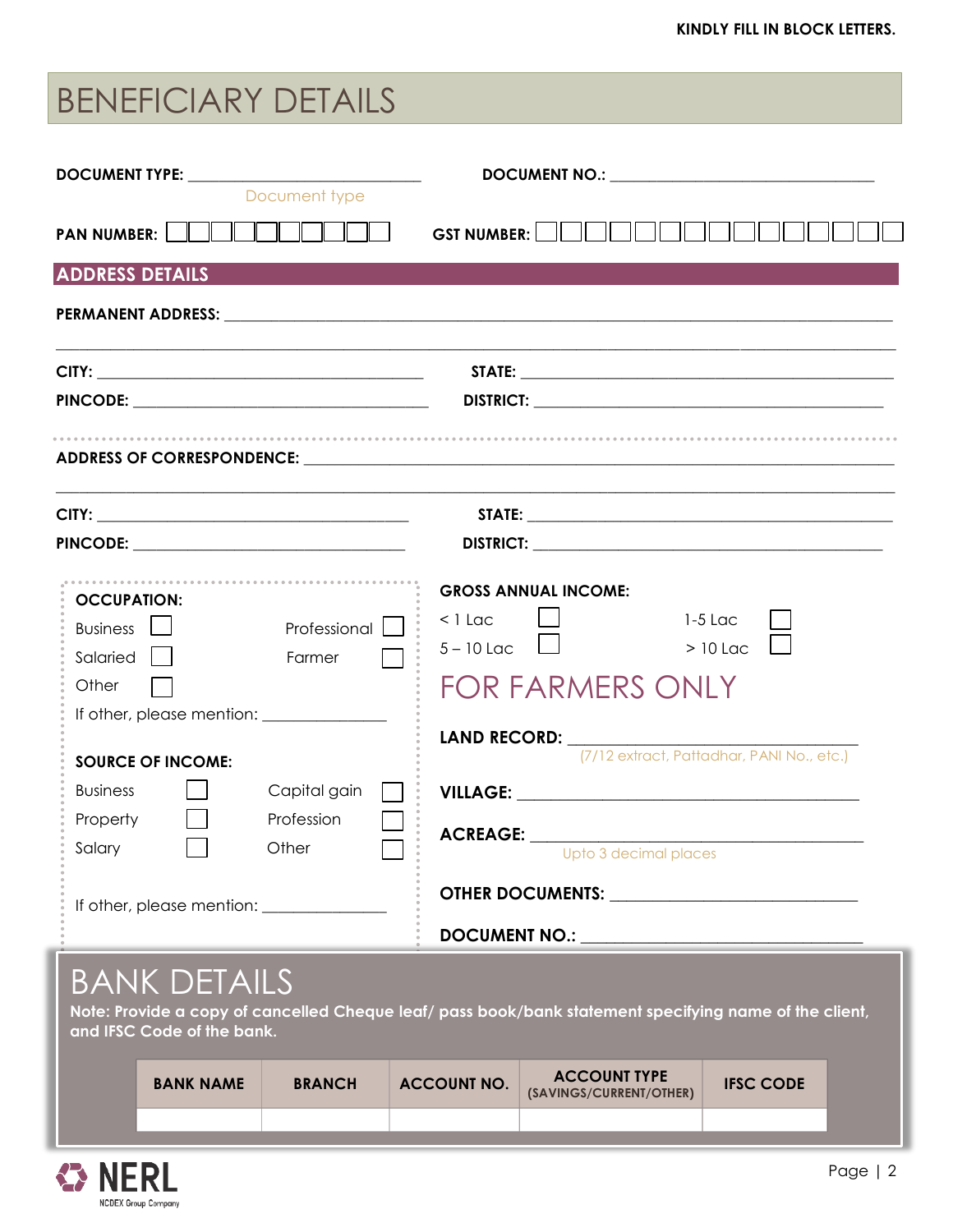**KINDLY FILL IN BLOCK LETTERS.**

# BENEFICIARY DETAILS

**DOCUMENT TYPE:** ______________________ (Document type)

**DOCUMENT NO.:** ______________________

**PAN NUMBER:** ☐☐☐☐☐☐☐☐☐☐

**GST NUMBER:** ☐☐☐☐☐☐☐☐☐☐☐☐☐☐☐

## ADDRESS DETAILS

**PERMANENT ADDRESS:** ______________________

______________________

**CITY:** ______________________ **STATE:** ______________________

**PINCODE:** ______________________ **DISTRICT:** ______________________

**ADDRESS OF CORRESPONDENCE:** ______________________

______________________

**CITY:** ______________________ **STATE:** ______________________

**PINCODE:** ______________________ **DISTRICT:** ______________________

**OCCUPATION:**

- Business ☐
- Professional ☐
- Salaried ☐
- Farmer ☐
- Other ☐

If other, please mention: ______________

**SOURCE OF INCOME:**

- Business ☐
- Capital gain ☐
- Property ☐
- Profession ☐
- Salary ☐
- Other ☐

If other, please mention: ______________

**GROSS ANNUAL INCOME:**

- < 1 Lac ☐
- 1-5 Lac ☐
- 5 – 10 Lac ☐
- > 10 Lac ☐

## FOR FARMERS ONLY

**LAND RECORD:** ______________________ (7/12 extract, Pattadhar, PANI No., etc.)

**VILLAGE:** ______________________

**ACREAGE:** ______________________ (Upto 3 decimal places)

**OTHER DOCUMENTS:** ______________________

**DOCUMENT NO.:** ______________________

# BANK DETAILS

**Note: Provide a copy of cancelled Cheque leaf/ pass book/bank statement specifying name of the client, and IFSC Code of the bank.**

| BANK NAME | BRANCH | ACCOUNT NO. | ACCOUNT TYPE (SAVINGS/CURRENT/OTHER) | IFSC CODE |
|---|---|---|---|---|
| | | | | |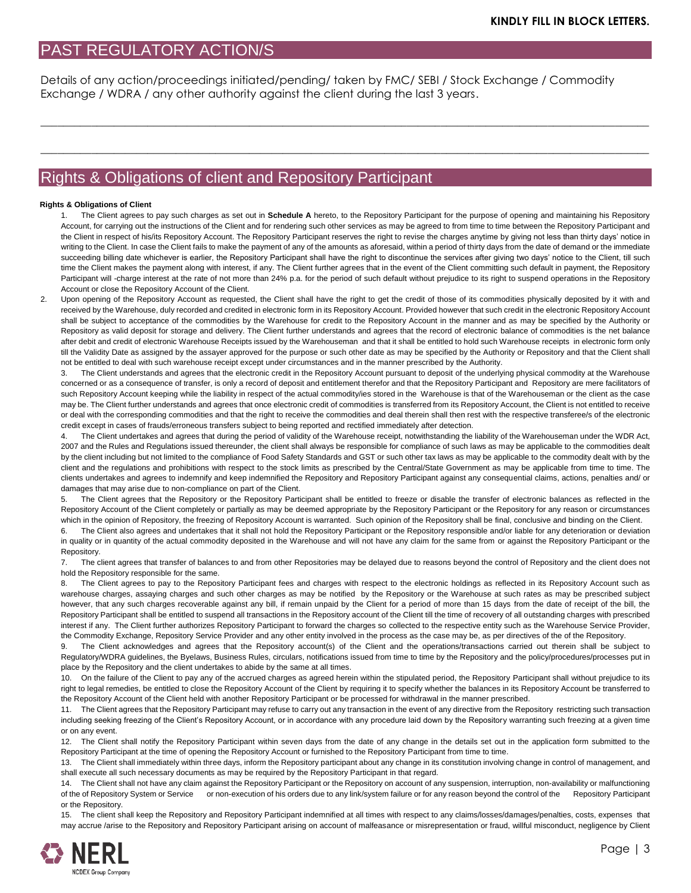**KINDLY FILL IN BLOCK LETTERS.**

## PAST REGULATORY ACTION/S

Details of any action/proceedings initiated/pending/ taken by FMC/ SEBI / Stock Exchange / Commodity Exchange / WDRA / any other authority against the client during the last 3 years.

\_\_\_\_\_\_\_\_\_\_\_\_\_\_\_\_\_\_\_\_\_\_\_\_\_\_\_\_\_\_\_\_\_\_\_\_\_\_\_\_\_\_\_\_\_\_\_\_\_\_\_\_\_\_\_\_\_\_\_\_\_\_\_\_\_\_\_\_\_\_\_\_\_\_\_\_\_\_

\_\_\_\_\_\_\_\_\_\_\_\_\_\_\_\_\_\_\_\_\_\_\_\_\_\_\_\_\_\_\_\_\_\_\_\_\_\_\_\_\_\_\_\_\_\_\_\_\_\_\_\_\_\_\_\_\_\_\_\_\_\_\_\_\_\_\_\_\_\_\_\_\_\_\_\_\_\_

## Rights & Obligations of client and Repository Participant

**Rights & Obligations of Client**

1. The Client agrees to pay such charges as set out in **Schedule A** hereto, to the Repository Participant for the purpose of opening and maintaining his Repository Account, for carrying out the instructions of the Client and for rendering such other services as may be agreed to from time to time between the Repository Participant and the Client in respect of his/its Repository Account. The Repository Participant reserves the right to revise the charges anytime by giving not less than thirty days' notice in writing to the Client. In case the Client fails to make the payment of any of the amounts as aforesaid, within a period of thirty days from the date of demand or the immediate succeeding billing date whichever is earlier, the Repository Participant shall have the right to discontinue the services after giving two days' notice to the Client, till such time the Client makes the payment along with interest, if any. The Client further agrees that in the event of the Client committing such default in payment, the Repository Participant will -charge interest at the rate of not more than 24% p.a. for the period of such default without prejudice to its right to suspend operations in the Repository Account or close the Repository Account of the Client.
2. Upon opening of the Repository Account as requested, the Client shall have the right to get the credit of those of its commodities physically deposited by it with and received by the Warehouse, duly recorded and credited in electronic form in its Repository Account. Provided however that such credit in the electronic Repository Account shall be subject to acceptance of the commodities by the Warehouse for credit to the Repository Account in the manner and as may be specified by the Authority or Repository as valid deposit for storage and delivery. The Client further understands and agrees that the record of electronic balance of commodities is the net balance after debit and credit of electronic Warehouse Receipts issued by the Warehouseman and that it shall be entitled to hold such Warehouse receipts in electronic form only till the Validity Date as assigned by the assayer approved for the purpose or such other date as may be specified by the Authority or Repository and that the Client shall not be entitled to deal with such warehouse receipt except under circumstances and in the manner prescribed by the Authority.
3. The Client understands and agrees that the electronic credit in the Repository Account pursuant to deposit of the underlying physical commodity at the Warehouse concerned or as a consequence of transfer, is only a record of deposit and entitlement therefor and that the Repository Participant and Repository are mere facilitators of such Repository Account keeping while the liability in respect of the actual commodity/ies stored in the Warehouse is that of the Warehouseman or the client as the case may be. The Client further understands and agrees that once electronic credit of commodities is transferred from its Repository Account, the Client is not entitled to receive or deal with the corresponding commodities and that the right to receive the commodities and deal therein shall then rest with the respective transferee/s of the electronic credit except in cases of frauds/erroneous transfers subject to being reported and rectified immediately after detection.
4. The Client undertakes and agrees that during the period of validity of the Warehouse receipt, notwithstanding the liability of the Warehouseman under the WDR Act, 2007 and the Rules and Regulations issued thereunder, the client shall always be responsible for compliance of such laws as may be applicable to the commodities dealt by the client including but not limited to the compliance of Food Safety Standards and GST or such other tax laws as may be applicable to the commodity dealt with by the client and the regulations and prohibitions with respect to the stock limits as prescribed by the Central/State Government as may be applicable from time to time. The clients undertakes and agrees to indemnify and keep indemnified the Repository and Repository Participant against any consequential claims, actions, penalties and/ or damages that may arise due to non-compliance on part of the Client.
5. The Client agrees that the Repository or the Repository Participant shall be entitled to freeze or disable the transfer of electronic balances as reflected in the Repository Account of the Client completely or partially as may be deemed appropriate by the Repository Participant or the Repository for any reason or circumstances which in the opinion of Repository, the freezing of Repository Account is warranted. Such opinion of the Repository shall be final, conclusive and binding on the Client.
6. The Client also agrees and undertakes that it shall not hold the Repository Participant or the Repository responsible and/or liable for any deterioration or deviation in quality or in quantity of the actual commodity deposited in the Warehouse and will not have any claim for the same from or against the Repository Participant or the Repository.
7. The client agrees that transfer of balances to and from other Repositories may be delayed due to reasons beyond the control of Repository and the client does not hold the Repository responsible for the same.
8. The Client agrees to pay to the Repository Participant fees and charges with respect to the electronic holdings as reflected in its Repository Account such as warehouse charges, assaying charges and such other charges as may be notified by the Repository or the Warehouse at such rates as may be prescribed subject however, that any such charges recoverable against any bill, if remain unpaid by the Client for a period of more than 15 days from the date of receipt of the bill, the Repository Participant shall be entitled to suspend all transactions in the Repository account of the Client till the time of recovery of all outstanding charges with prescribed interest if any. The Client further authorizes Repository Participant to forward the charges so collected to the respective entity such as the Warehouse Service Provider, the Commodity Exchange, Repository Service Provider and any other entity involved in the process as the case may be, as per directives of the of the Repository.
9. The Client acknowledges and agrees that the Repository account(s) of the Client and the operations/transactions carried out therein shall be subject to Regulatory/WDRA guidelines, the Byelaws, Business Rules, circulars, notifications issued from time to time by the Repository and the policy/procedures/processes put in place by the Repository and the client undertakes to abide by the same at all times.
10. On the failure of the Client to pay any of the accrued charges as agreed herein within the stipulated period, the Repository Participant shall without prejudice to its right to legal remedies, be entitled to close the Repository Account of the Client by requiring it to specify whether the balances in its Repository Account be transferred to the Repository Account of the Client held with another Repository Participant or be processed for withdrawal in the manner prescribed.
11. The Client agrees that the Repository Participant may refuse to carry out any transaction in the event of any directive from the Repository restricting such transaction including seeking freezing of the Client's Repository Account, or in accordance with any procedure laid down by the Repository warranting such freezing at a given time or on any event.
12. The Client shall notify the Repository Participant within seven days from the date of any change in the details set out in the application form submitted to the Repository Participant at the time of opening the Repository Account or furnished to the Repository Participant from time to time.
13. The Client shall immediately within three days, inform the Repository participant about any change in its constitution involving change in control of management, and shall execute all such necessary documents as may be required by the Repository Participant in that regard.
14. The Client shall not have any claim against the Repository Participant or the Repository on account of any suspension, interruption, non-availability or malfunctioning of the of Repository System or Service or non-execution of his orders due to any link/system failure or for any reason beyond the control of the Repository Participant or the Repository.
15. The client shall keep the Repository and Repository Participant indemnified at all times with respect to any claims/losses/damages/penalties, costs, expenses that may accrue /arise to the Repository and Repository Participant arising on account of malfeasance or misrepresentation or fraud, willful misconduct, negligence by Client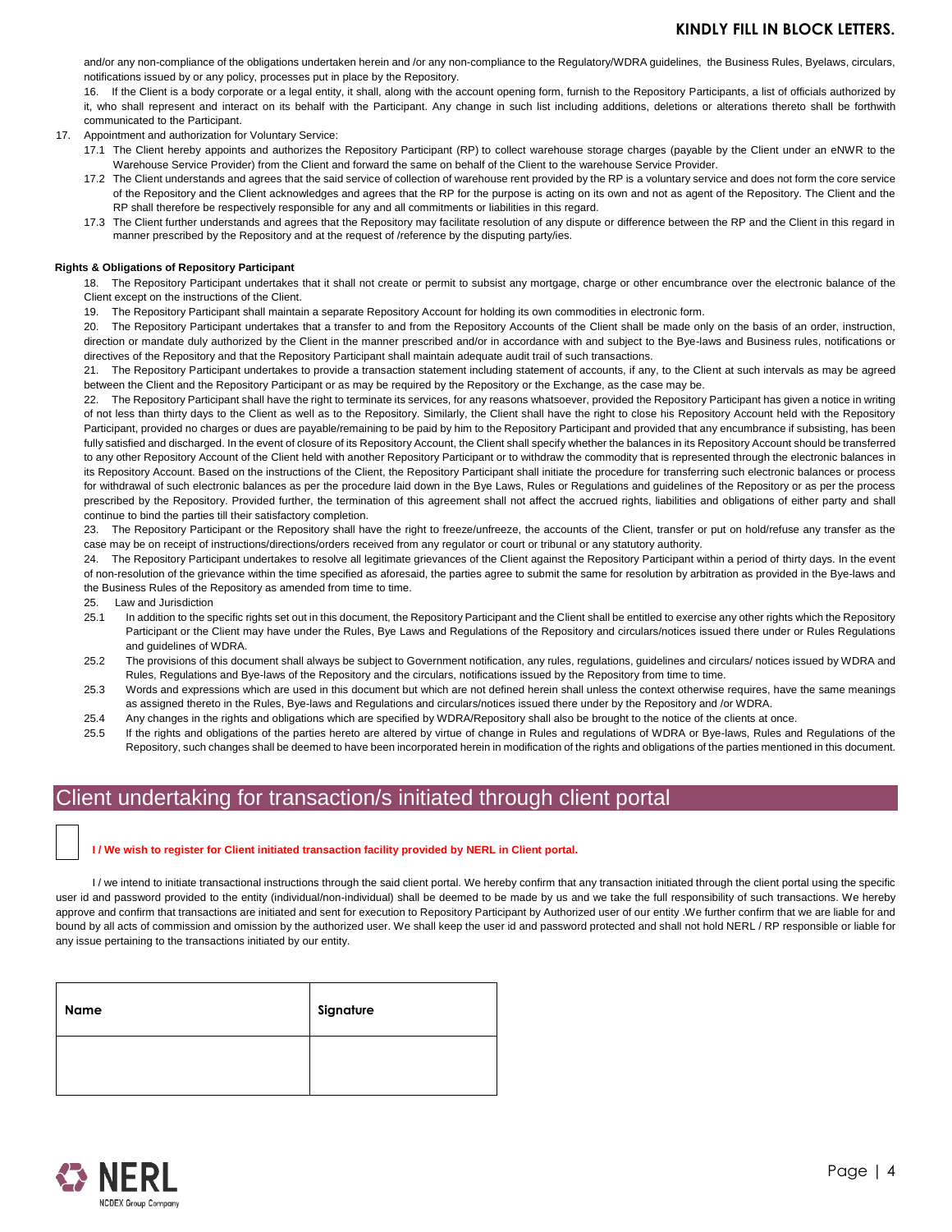and/or any non-compliance of the obligations undertaken herein and /or any non-compliance to the Regulatory/WDRA guidelines, the Business Rules, Byelaws, circulars, notifications issued by or any policy, processes put in place by the Repository.

16. If the Client is a body corporate or a legal entity, it shall, along with the account opening form, furnish to the Repository Participants, a list of officials authorized by it, who shall represent and interact on its behalf with the Participant. Any change in such list including additions, deletions or alterations thereto shall be forthwith communicated to the Participant.

17. Appointment and authorization for Voluntary Service:

17.1 The Client hereby appoints and authorizes the Repository Participant (RP) to collect warehouse storage charges (payable by the Client under an eNWR to the Warehouse Service Provider) from the Client and forward the same on behalf of the Client to the warehouse Service Provider.

17.2 The Client understands and agrees that the said service of collection of warehouse rent provided by the RP is a voluntary service and does not form the core service of the Repository and the Client acknowledges and agrees that the RP for the purpose is acting on its own and not as agent of the Repository. The Client and the RP shall therefore be respectively responsible for any and all commitments or liabilities in this regard.

17.3 The Client further understands and agrees that the Repository may facilitate resolution of any dispute or difference between the RP and the Client in this regard in manner prescribed by the Repository and at the request of /reference by the disputing party/ies.

**Rights & Obligations of Repository Participant**

18. The Repository Participant undertakes that it shall not create or permit to subsist any mortgage, charge or other encumbrance over the electronic balance of the Client except on the instructions of the Client.

19. The Repository Participant shall maintain a separate Repository Account for holding its own commodities in electronic form.

20. The Repository Participant undertakes that a transfer to and from the Repository Accounts of the Client shall be made only on the basis of an order, instruction, direction or mandate duly authorized by the Client in the manner prescribed and/or in accordance with and subject to the Bye-laws and Business rules, notifications or directives of the Repository and that the Repository Participant shall maintain adequate audit trail of such transactions.

21. The Repository Participant undertakes to provide a transaction statement including statement of accounts, if any, to the Client at such intervals as may be agreed between the Client and the Repository Participant or as may be required by the Repository or the Exchange, as the case may be.

22. The Repository Participant shall have the right to terminate its services, for any reasons whatsoever, provided the Repository Participant has given a notice in writing of not less than thirty days to the Client as well as to the Repository. Similarly, the Client shall have the right to close his Repository Account held with the Repository Participant, provided no charges or dues are payable/remaining to be paid by him to the Repository Participant and provided that any encumbrance if subsisting, has been fully satisfied and discharged. In the event of closure of its Repository Account, the Client shall specify whether the balances in its Repository Account should be transferred to any other Repository Account of the Client held with another Repository Participant or to withdraw the commodity that is represented through the electronic balances in its Repository Account. Based on the instructions of the Client, the Repository Participant shall initiate the procedure for transferring such electronic balances or process for withdrawal of such electronic balances as per the procedure laid down in the Bye Laws, Rules or Regulations and guidelines of the Repository or as per the process prescribed by the Repository. Provided further, the termination of this agreement shall not affect the accrued rights, liabilities and obligations of either party and shall continue to bind the parties till their satisfactory completion.

23. The Repository Participant or the Repository shall have the right to freeze/unfreeze, the accounts of the Client, transfer or put on hold/refuse any transfer as the case may be on receipt of instructions/directions/orders received from any regulator or court or tribunal or any statutory authority.

24. The Repository Participant undertakes to resolve all legitimate grievances of the Client against the Repository Participant within a period of thirty days. In the event of non-resolution of the grievance within the time specified as aforesaid, the parties agree to submit the same for resolution by arbitration as provided in the Bye-laws and the Business Rules of the Repository as amended from time to time.

25. Law and Jurisdiction

25.1 In addition to the specific rights set out in this document, the Repository Participant and the Client shall be entitled to exercise any other rights which the Repository Participant or the Client may have under the Rules, Bye Laws and Regulations of the Repository and circulars/notices issued there under or Rules Regulations and guidelines of WDRA.

25.2 The provisions of this document shall always be subject to Government notification, any rules, regulations, guidelines and circulars/ notices issued by WDRA and Rules, Regulations and Bye-laws of the Repository and the circulars, notifications issued by the Repository from time to time.

25.3 Words and expressions which are used in this document but which are not defined herein shall unless the context otherwise requires, have the same meanings as assigned thereto in the Rules, Bye-laws and Regulations and circulars/notices issued there under by the Repository and /or WDRA.

25.4 Any changes in the rights and obligations which are specified by WDRA/Repository shall also be brought to the notice of the clients at once.

25.5 If the rights and obligations of the parties hereto are altered by virtue of change in Rules and regulations of WDRA or Bye-laws, Rules and Regulations of the Repository, such changes shall be deemed to have been incorporated herein in modification of the rights and obligations of the parties mentioned in this document.

## Client undertaking for transaction/s initiated through client portal

☐ **I / We wish to register for Client initiated transaction facility provided by NERL in Client portal.**

I / we intend to initiate transactional instructions through the said client portal. We hereby confirm that any transaction initiated through the client portal using the specific user id and password provided to the entity (individual/non-individual) shall be deemed to be made by us and we take the full responsibility of such transactions. We hereby approve and confirm that transactions are initiated and sent for execution to Repository Participant by Authorized user of our entity .We further confirm that we are liable for and bound by all acts of commission and omission by the authorized user. We shall keep the user id and password protected and shall not hold NERL / RP responsible or liable for any issue pertaining to the transactions initiated by our entity.

| Name | Signature |
|---|---|
| | |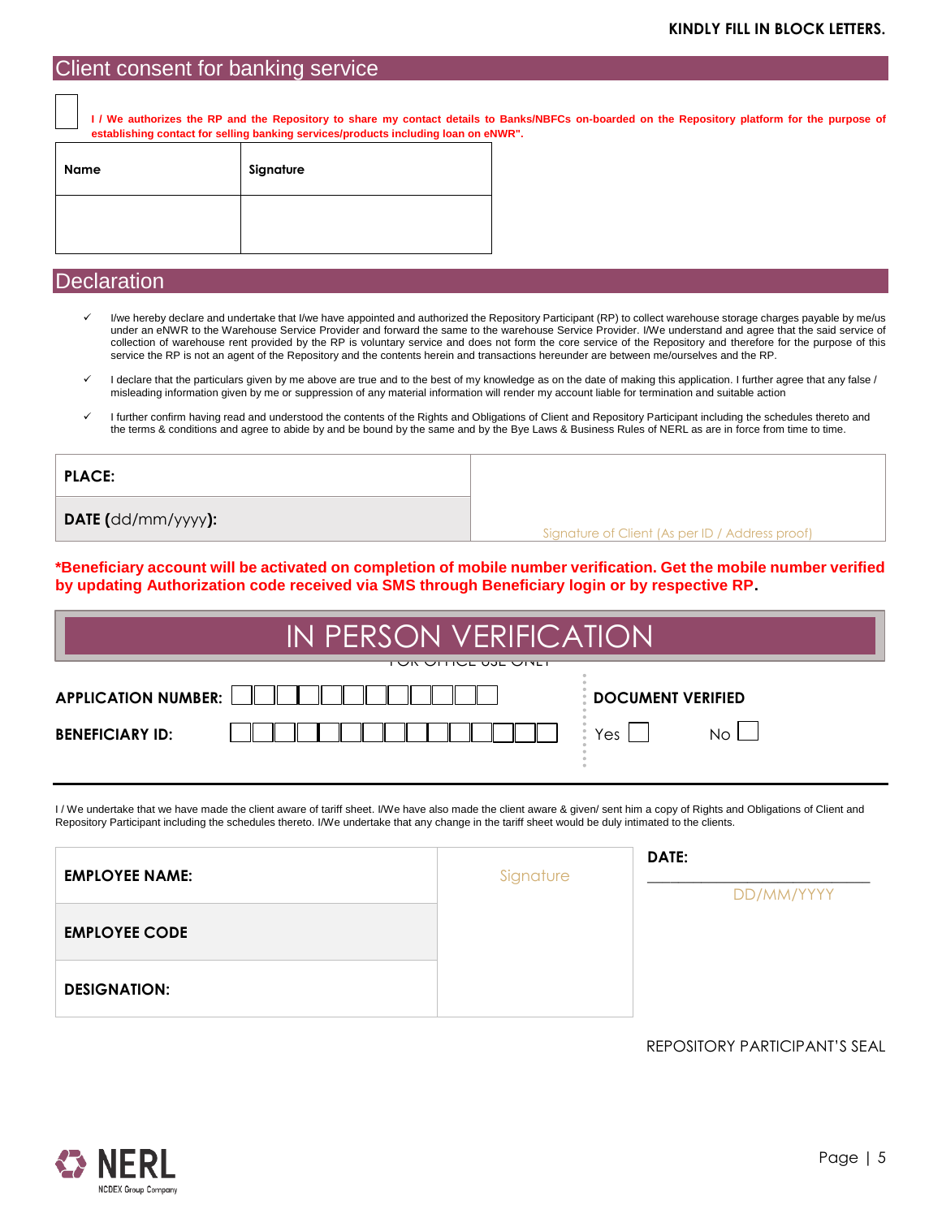**KINDLY FILL IN BLOCK LETTERS.**

## Client consent for banking service

☐ **I / We authorizes the RP and the Repository to share my contact details to Banks/NBFCs on-boarded on the Repository platform for the purpose of establishing contact for selling banking services/products including loan on eNWR".**

| Name | Signature |
|---|---|
| | |

## Declaration

- ✓ I/we hereby declare and undertake that I/we have appointed and authorized the Repository Participant (RP) to collect warehouse storage charges payable by me/us under an eNWR to the Warehouse Service Provider and forward the same to the warehouse Service Provider. I/We understand and agree that the said service of collection of warehouse rent provided by the RP is voluntary service and does not form the core service of the Repository and therefore for the purpose of this service the RP is not an agent of the Repository and the contents herein and transactions hereunder are between me/ourselves and the RP.
- ✓ I declare that the particulars given by me above are true and to the best of my knowledge as on the date of making this application. I further agree that any false / misleading information given by me or suppression of any material information will render my account liable for termination and suitable action
- ✓ I further confirm having read and understood the contents of the Rights and Obligations of Client and Repository Participant including the schedules thereto and the terms & conditions and agree to abide by and be bound by the same and by the Bye Laws & Business Rules of NERL as are in force from time to time.

| | |
|---|---|
| **PLACE:** | |
| **DATE (**dd/mm/yyyy**):** | Signature of Client (As per ID / Address proof) |

**\*Beneficiary account will be activated on completion of mobile number verification. Get the mobile number verified by updating Authorization code received via SMS through Beneficiary login or by respective RP.**

## IN PERSON VERIFICATION

FOR OFFICE USE ONLY

**APPLICATION NUMBER:** ☐☐☐☐☐☐☐☐☐☐☐☐

**BENEFICIARY ID:** ☐☐☐☐☐☐☐☐☐☐☐☐☐☐☐☐

**DOCUMENT VERIFIED**

Yes ☐ No ☐

I / We undertake that we have made the client aware of tariff sheet. I/We have also made the client aware & given/ sent him a copy of Rights and Obligations of Client and Repository Participant including the schedules thereto. I/We undertake that any change in the tariff sheet would be duly intimated to the clients.

| | | |
|---|---|---|
| **EMPLOYEE NAME:** | Signature | **DATE:** ____________ DD/MM/YYYY |
| **EMPLOYEE CODE** | | |
| **DESIGNATION:** | | |

REPOSITORY PARTICIPANT'S SEAL

NERL
NCDEX Group Company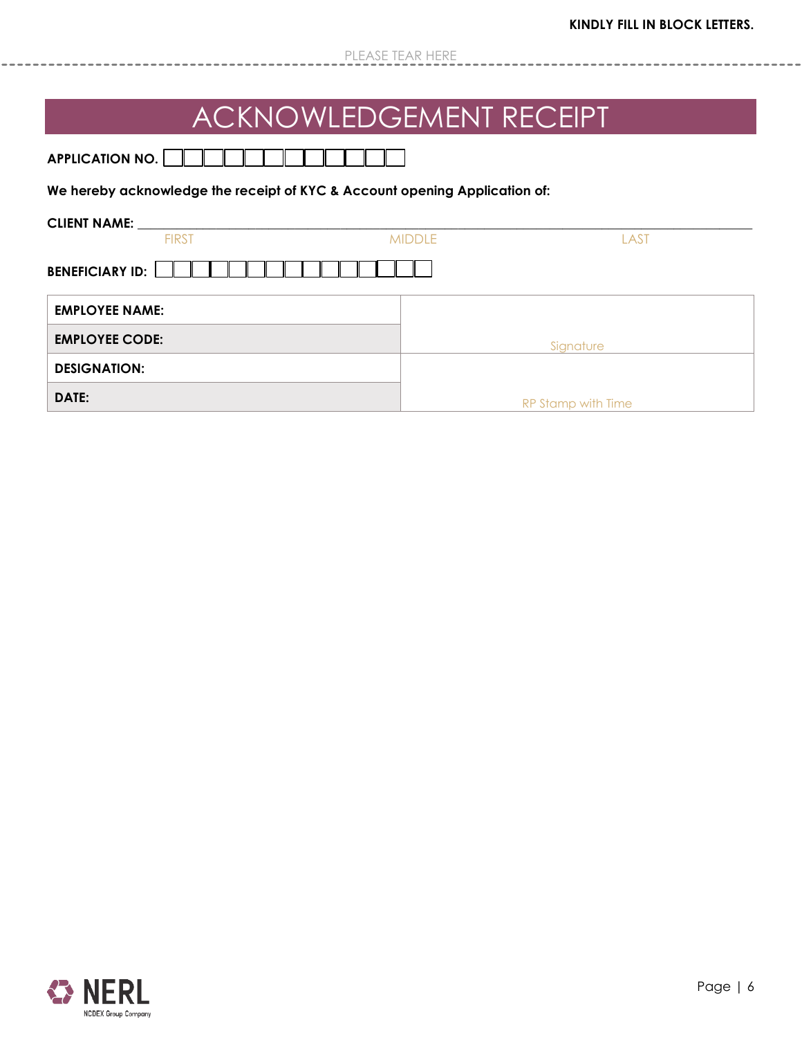**KINDLY FILL IN BLOCK LETTERS.**

PLEASE TEAR HERE

# ACKNOWLEDGEMENT RECEIPT

**APPLICATION NO.** ☐☐☐☐☐☐☐☐☐☐☐☐

**We hereby acknowledge the receipt of KYC & Account opening Application of:**

**CLIENT NAME:** ________________________________________________

FIRST MIDDLE LAST

**BENEFICIARY ID:** ☐☐☐☐☐☐☐☐☐☐☐☐☐☐☐☐

| | |
|---|---|
| **EMPLOYEE NAME:** | Signature |
| **EMPLOYEE CODE:** | |
| **DESIGNATION:** | RP Stamp with Time |
| **DATE:** | |

NERL
NCDEX Group Company